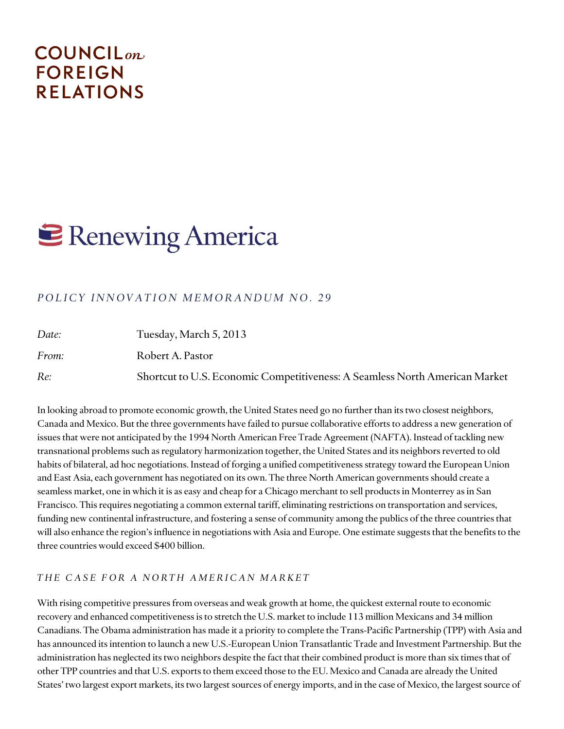COUNCIL *on* FOREIGN RELATIONS

# Renewing America

*POLICY INNOVATION MEMORANDUM NO. 29*

| | |
|---|---|
| *Date:* | Tuesday, March 5, 2013 |
| *From:* | Robert A. Pastor |
| *Re:* | Shortcut to U.S. Economic Competitiveness: A Seamless North American Market |

In looking abroad to promote economic growth, the United States need go no further than its two closest neighbors, Canada and Mexico. But the three governments have failed to pursue collaborative efforts to address a new generation of issues that were not anticipated by the 1994 North American Free Trade Agreement (NAFTA). Instead of tackling new transnational problems such as regulatory harmonization together, the United States and its neighbors reverted to old habits of bilateral, ad hoc negotiations. Instead of forging a unified competitiveness strategy toward the European Union and East Asia, each government has negotiated on its own. The three North American governments should create a seamless market, one in which it is as easy and cheap for a Chicago merchant to sell products in Monterrey as in San Francisco. This requires negotiating a common external tariff, eliminating restrictions on transportation and services, funding new continental infrastructure, and fostering a sense of community among the publics of the three countries that will also enhance the region's influence in negotiations with Asia and Europe. One estimate suggests that the benefits to the three countries would exceed $400 billion.

## *THE CASE FOR A NORTH AMERICAN MARKET*

With rising competitive pressures from overseas and weak growth at home, the quickest external route to economic recovery and enhanced competitiveness is to stretch the U.S. market to include 113 million Mexicans and 34 million Canadians. The Obama administration has made it a priority to complete the Trans-Pacific Partnership (TPP) with Asia and has announced its intention to launch a new U.S.-European Union Transatlantic Trade and Investment Partnership. But the administration has neglected its two neighbors despite the fact that their combined product is more than six times that of other TPP countries and that U.S. exports to them exceed those to the EU. Mexico and Canada are already the United States' two largest export markets, its two largest sources of energy imports, and in the case of Mexico, the largest source of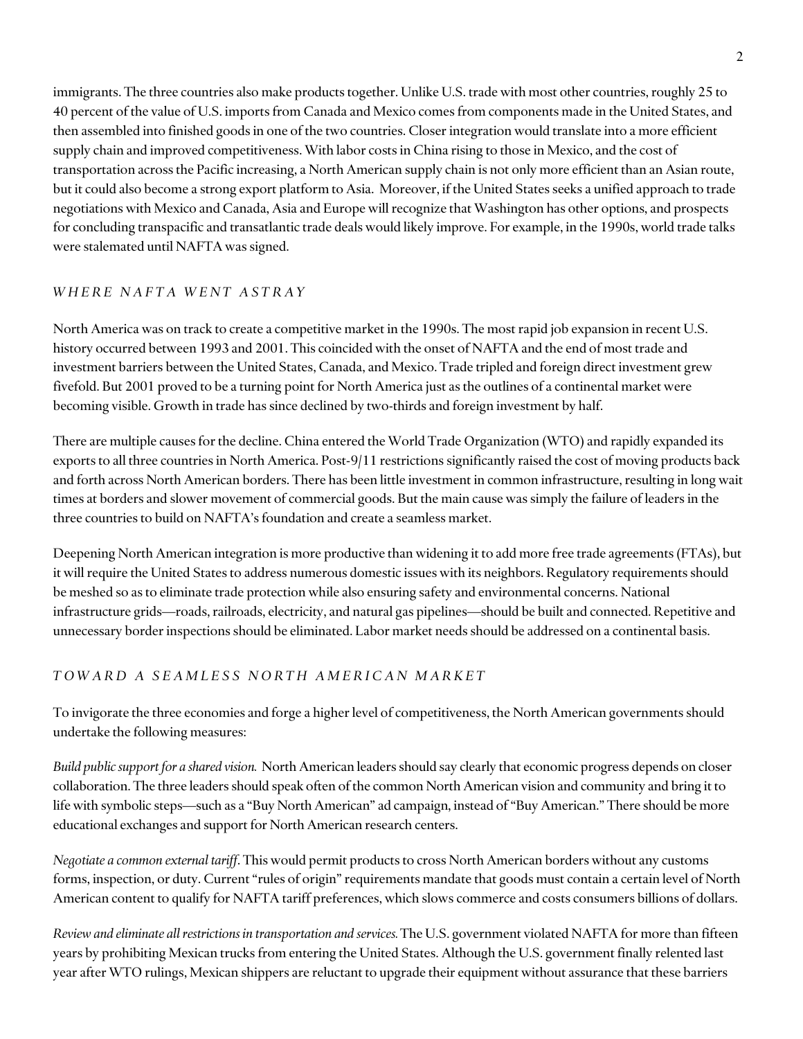immigrants. The three countries also make products together. Unlike U.S. trade with most other countries, roughly 25 to 40 percent of the value of U.S. imports from Canada and Mexico comes from components made in the United States, and then assembled into finished goods in one of the two countries. Closer integration would translate into a more efficient supply chain and improved competitiveness. With labor costs in China rising to those in Mexico, and the cost of transportation across the Pacific increasing, a North American supply chain is not only more efficient than an Asian route, but it could also become a strong export platform to Asia. Moreover, if the United States seeks a unified approach to trade negotiations with Mexico and Canada, Asia and Europe will recognize that Washington has other options, and prospects for concluding transpacific and transatlantic trade deals would likely improve. For example, in the 1990s, world trade talks were stalemated until NAFTA was signed.

## *WHERE NAFTA WENT ASTRAY*

North America was on track to create a competitive market in the 1990s. The most rapid job expansion in recent U.S. history occurred between 1993 and 2001. This coincided with the onset of NAFTA and the end of most trade and investment barriers between the United States, Canada, and Mexico. Trade tripled and foreign direct investment grew fivefold. But 2001 proved to be a turning point for North America just as the outlines of a continental market were becoming visible. Growth in trade has since declined by two-thirds and foreign investment by half.

There are multiple causes for the decline. China entered the World Trade Organization (WTO) and rapidly expanded its exports to all three countries in North America. Post-9/11 restrictions significantly raised the cost of moving products back and forth across North American borders. There has been little investment in common infrastructure, resulting in long wait times at borders and slower movement of commercial goods. But the main cause was simply the failure of leaders in the three countries to build on NAFTA's foundation and create a seamless market.

Deepening North American integration is more productive than widening it to add more free trade agreements (FTAs), but it will require the United States to address numerous domestic issues with its neighbors. Regulatory requirements should be meshed so as to eliminate trade protection while also ensuring safety and environmental concerns. National infrastructure grids—roads, railroads, electricity, and natural gas pipelines—should be built and connected. Repetitive and unnecessary border inspections should be eliminated. Labor market needs should be addressed on a continental basis.

## *TOWARD A SEAMLESS NORTH AMERICAN MARKET*

To invigorate the three economies and forge a higher level of competitiveness, the North American governments should undertake the following measures:

*Build public support for a shared vision.* North American leaders should say clearly that economic progress depends on closer collaboration. The three leaders should speak often of the common North American vision and community and bring it to life with symbolic steps—such as a "Buy North American" ad campaign, instead of "Buy American." There should be more educational exchanges and support for North American research centers.

*Negotiate a common external tariff*. This would permit products to cross North American borders without any customs forms, inspection, or duty. Current "rules of origin" requirements mandate that goods must contain a certain level of North American content to qualify for NAFTA tariff preferences, which slows commerce and costs consumers billions of dollars.

*Review and eliminate all restrictions in transportation and services.* The U.S. government violated NAFTA for more than fifteen years by prohibiting Mexican trucks from entering the United States. Although the U.S. government finally relented last year after WTO rulings, Mexican shippers are reluctant to upgrade their equipment without assurance that these barriers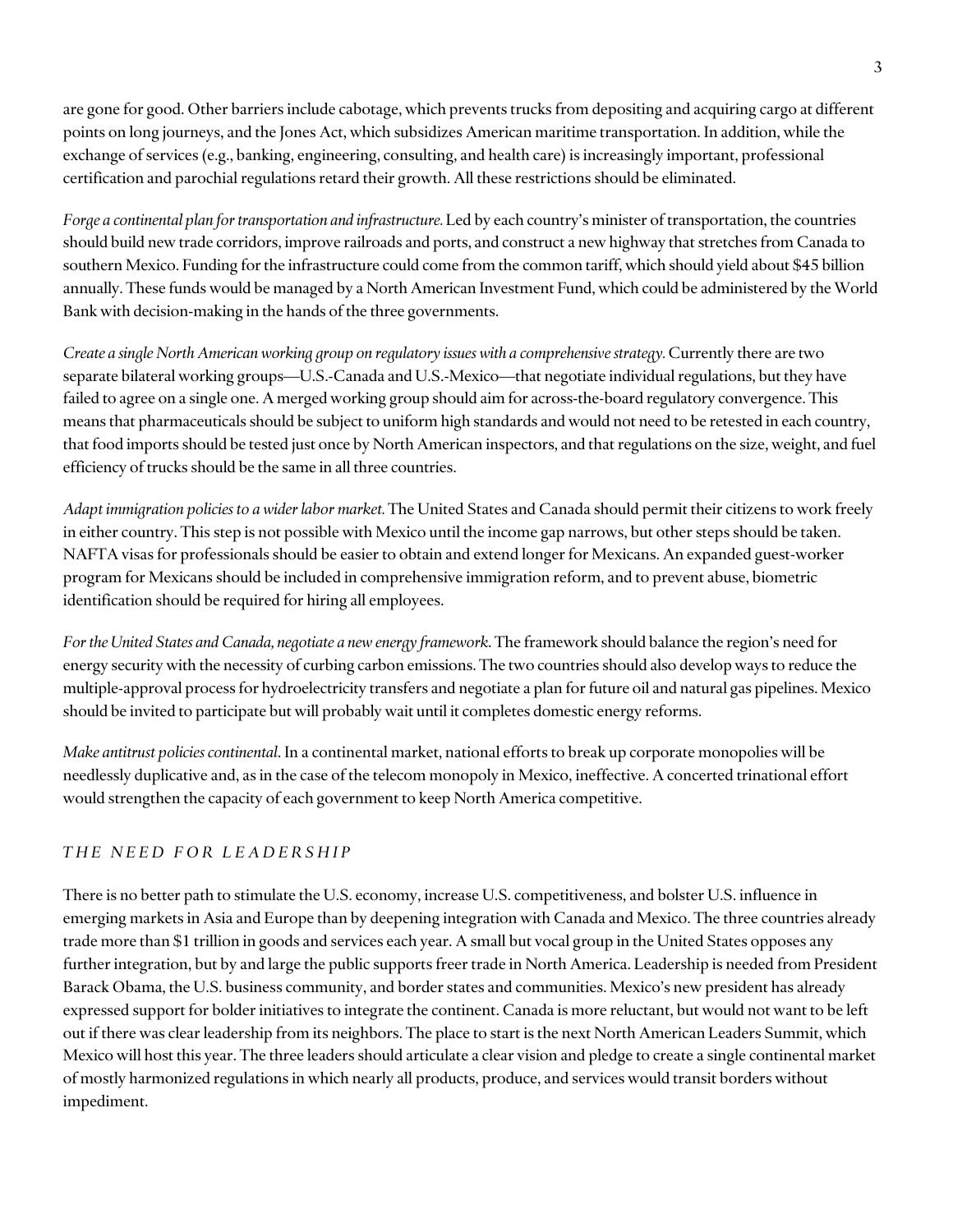are gone for good. Other barriers include cabotage, which prevents trucks from depositing and acquiring cargo at different points on long journeys, and the Jones Act, which subsidizes American maritime transportation. In addition, while the exchange of services (e.g., banking, engineering, consulting, and health care) is increasingly important, professional certification and parochial regulations retard their growth. All these restrictions should be eliminated.

*Forge a continental plan for transportation and infrastructure.* Led by each country's minister of transportation, the countries should build new trade corridors, improve railroads and ports, and construct a new highway that stretches from Canada to southern Mexico. Funding for the infrastructure could come from the common tariff, which should yield about $45 billion annually. These funds would be managed by a North American Investment Fund, which could be administered by the World Bank with decision-making in the hands of the three governments.

*Create a single North American working group on regulatory issues with a comprehensive strategy.* Currently there are two separate bilateral working groups—U.S.-Canada and U.S.-Mexico—that negotiate individual regulations, but they have failed to agree on a single one. A merged working group should aim for across-the-board regulatory convergence. This means that pharmaceuticals should be subject to uniform high standards and would not need to be retested in each country, that food imports should be tested just once by North American inspectors, and that regulations on the size, weight, and fuel efficiency of trucks should be the same in all three countries.

*Adapt immigration policies to a wider labor market.* The United States and Canada should permit their citizens to work freely in either country. This step is not possible with Mexico until the income gap narrows, but other steps should be taken. NAFTA visas for professionals should be easier to obtain and extend longer for Mexicans. An expanded guest-worker program for Mexicans should be included in comprehensive immigration reform, and to prevent abuse, biometric identification should be required for hiring all employees.

*For the United States and Canada, negotiate a new energy framework.* The framework should balance the region's need for energy security with the necessity of curbing carbon emissions. The two countries should also develop ways to reduce the multiple-approval process for hydroelectricity transfers and negotiate a plan for future oil and natural gas pipelines. Mexico should be invited to participate but will probably wait until it completes domestic energy reforms.

*Make antitrust policies continental.* In a continental market, national efforts to break up corporate monopolies will be needlessly duplicative and, as in the case of the telecom monopoly in Mexico, ineffective. A concerted trinational effort would strengthen the capacity of each government to keep North America competitive.

## *THE NEED FOR LEADERSHIP*

There is no better path to stimulate the U.S. economy, increase U.S. competitiveness, and bolster U.S. influence in emerging markets in Asia and Europe than by deepening integration with Canada and Mexico. The three countries already trade more than $1 trillion in goods and services each year. A small but vocal group in the United States opposes any further integration, but by and large the public supports freer trade in North America. Leadership is needed from President Barack Obama, the U.S. business community, and border states and communities. Mexico's new president has already expressed support for bolder initiatives to integrate the continent. Canada is more reluctant, but would not want to be left out if there was clear leadership from its neighbors. The place to start is the next North American Leaders Summit, which Mexico will host this year. The three leaders should articulate a clear vision and pledge to create a single continental market of mostly harmonized regulations in which nearly all products, produce, and services would transit borders without impediment.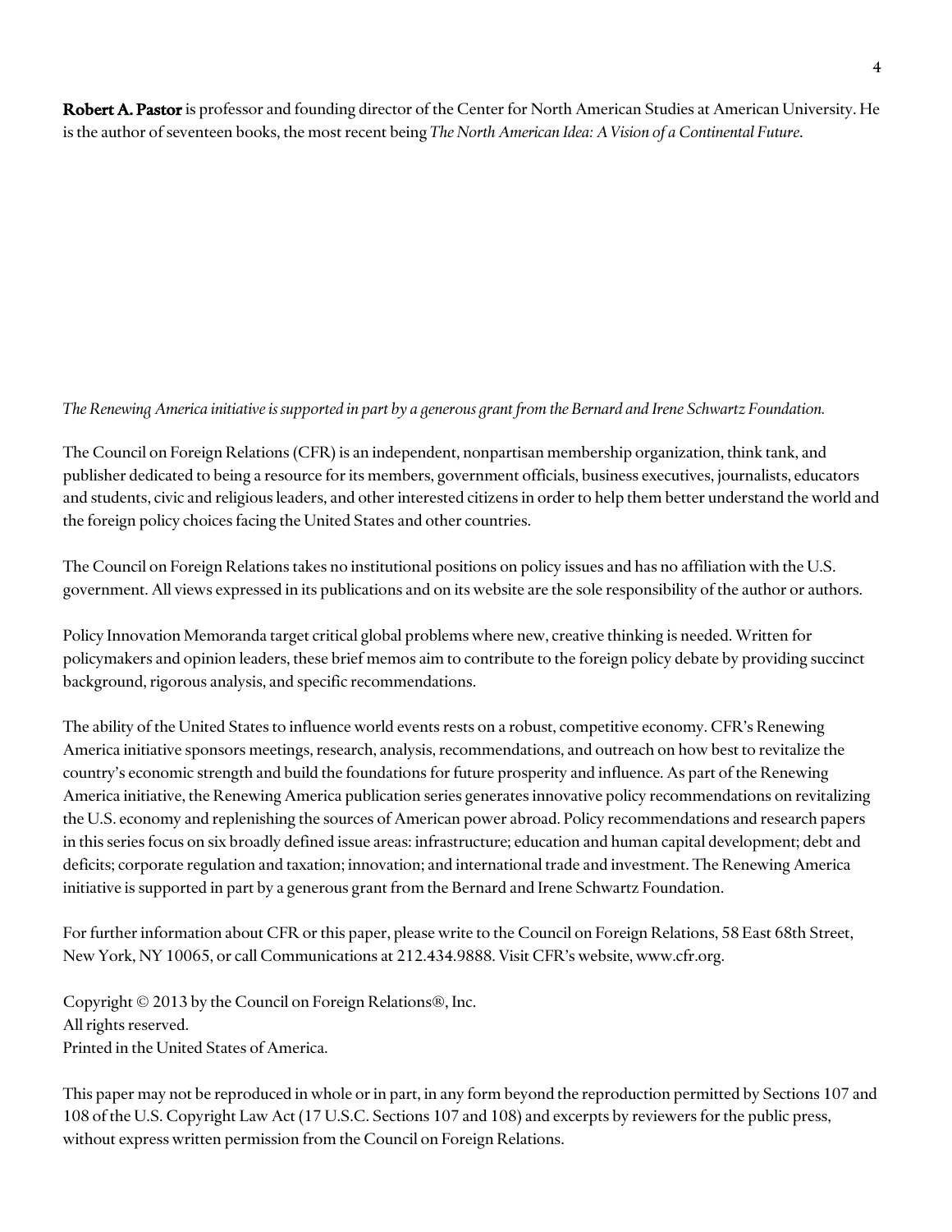**Robert A. Pastor** is professor and founding director of the Center for North American Studies at American University. He is the author of seventeen books, the most recent being *The North American Idea: A Vision of a Continental Future*.

*The Renewing America initiative is supported in part by a generous grant from the Bernard and Irene Schwartz Foundation.*

The Council on Foreign Relations (CFR) is an independent, nonpartisan membership organization, think tank, and publisher dedicated to being a resource for its members, government officials, business executives, journalists, educators and students, civic and religious leaders, and other interested citizens in order to help them better understand the world and the foreign policy choices facing the United States and other countries.

The Council on Foreign Relations takes no institutional positions on policy issues and has no affiliation with the U.S. government. All views expressed in its publications and on its website are the sole responsibility of the author or authors.

Policy Innovation Memoranda target critical global problems where new, creative thinking is needed. Written for policymakers and opinion leaders, these brief memos aim to contribute to the foreign policy debate by providing succinct background, rigorous analysis, and specific recommendations.

The ability of the United States to influence world events rests on a robust, competitive economy. CFR's Renewing America initiative sponsors meetings, research, analysis, recommendations, and outreach on how best to revitalize the country's economic strength and build the foundations for future prosperity and influence. As part of the Renewing America initiative, the Renewing America publication series generates innovative policy recommendations on revitalizing the U.S. economy and replenishing the sources of American power abroad. Policy recommendations and research papers in this series focus on six broadly defined issue areas: infrastructure; education and human capital development; debt and deficits; corporate regulation and taxation; innovation; and international trade and investment. The Renewing America initiative is supported in part by a generous grant from the Bernard and Irene Schwartz Foundation.

For further information about CFR or this paper, please write to the Council on Foreign Relations, 58 East 68th Street, New York, NY 10065, or call Communications at 212.434.9888. Visit CFR's website, www.cfr.org.

Copyright © 2013 by the Council on Foreign Relations®, Inc.
All rights reserved.
Printed in the United States of America.

This paper may not be reproduced in whole or in part, in any form beyond the reproduction permitted by Sections 107 and 108 of the U.S. Copyright Law Act (17 U.S.C. Sections 107 and 108) and excerpts by reviewers for the public press, without express written permission from the Council on Foreign Relations.